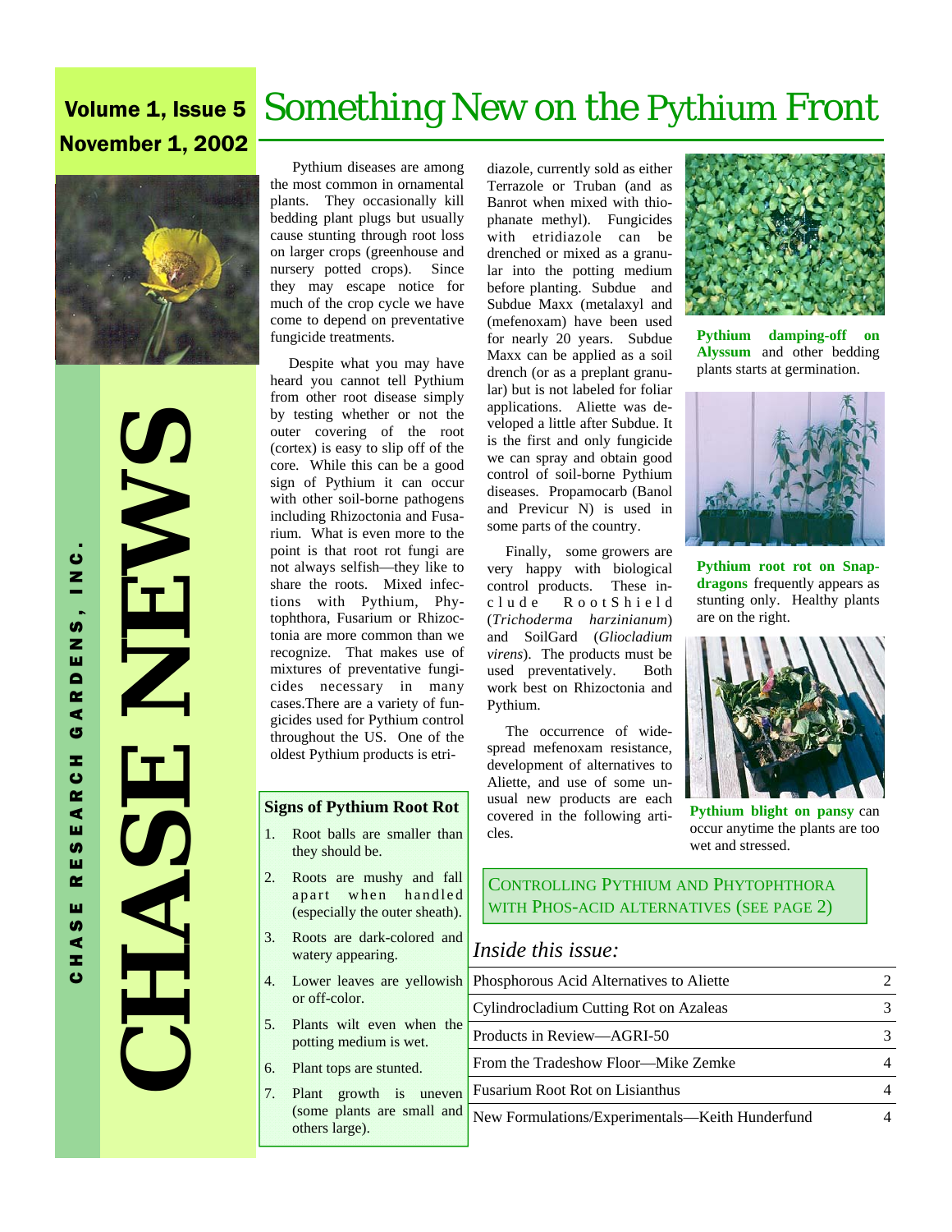Volume 1, Issue 5
November 1, 2002

# CHASE NEWS

CHASE RESEARCH GARDENS, INC.

# Something New on the Pythium Front

Pythium diseases are among the most common in ornamental plants. They occasionally kill bedding plant plugs but usually cause stunting through root loss on larger crops (greenhouse and nursery potted crops). Since they may escape notice for much of the crop cycle we have come to depend on preventative fungicide treatments.

Despite what you may have heard you cannot tell Pythium from other root disease simply by testing whether or not the outer covering of the root (cortex) is easy to slip off of the core. While this can be a good sign of Pythium it can occur with other soil-borne pathogens including Rhizoctonia and Fusarium. What is even more to the point is that root rot fungi are not always selfish—they like to share the roots. Mixed infections with Pythium, Phytophthora, Fusarium or Rhizoctonia are more common than we recognize. That makes use of mixtures of preventative fungicides necessary in many cases. There are a variety of fungicides used for Pythium control throughout the US. One of the oldest Pythium products is etridiazole, currently sold as either Terrazole or Truban (and as Banrot when mixed with thiophanate methyl). Fungicides with etridiazole can be drenched or mixed as a granular into the potting medium before planting. Subdue and Subdue Maxx (metalaxyl and (mefenoxam) have been used for nearly 20 years. Subdue Maxx can be applied as a soil drench (or as a preplant granular) but is not labeled for foliar applications. Aliette was developed a little after Subdue. It is the first and only fungicide we can spray and obtain good control of soil-borne Pythium diseases. Propamocarb (Banol and Previcur N) is used in some parts of the country.

Finally, some growers are very happy with biological control products. These include RootShield (*Trichoderma harzinianum*) and SoilGard (*Gliocladium virens*). The products must be used preventatively. Both work best on Rhizoctonia and Pythium.

The occurrence of widespread mefenoxam resistance, development of alternatives to Aliette, and use of some unusual new products are each covered in the following articles.

**Pythium damping-off on Alyssum** and other bedding plants starts at germination.

**Pythium root rot on Snapdragons** frequently appears as stunting only. Healthy plants are on the right.

**Pythium blight on pansy** can occur anytime the plants are too wet and stressed.

### Signs of Pythium Root Rot

1. Root balls are smaller than they should be.
2. Roots are mushy and fall apart when handled (especially the outer sheath).
3. Roots are dark-colored and watery appearing.
4. Lower leaves are yellowish or off-color.
5. Plants wilt even when the potting medium is wet.
6. Plant tops are stunted.
7. Plant growth is uneven (some plants are small and others large).

CONTROLLING PYTHIUM AND PHYTOPHTHORA WITH PHOS-ACID ALTERNATIVES (SEE PAGE 2)

### Inside this issue:

| | |
|---|---|
| Phosphorous Acid Alternatives to Aliette | 2 |
| Cylindrocladium Cutting Rot on Azaleas | 3 |
| Products in Review—AGRI-50 | 3 |
| From the Tradeshow Floor—Mike Zemke | 4 |
| Fusarium Root Rot on Lisianthus | 4 |
| New Formulations/Experimentals—Keith Hunderfund | 4 |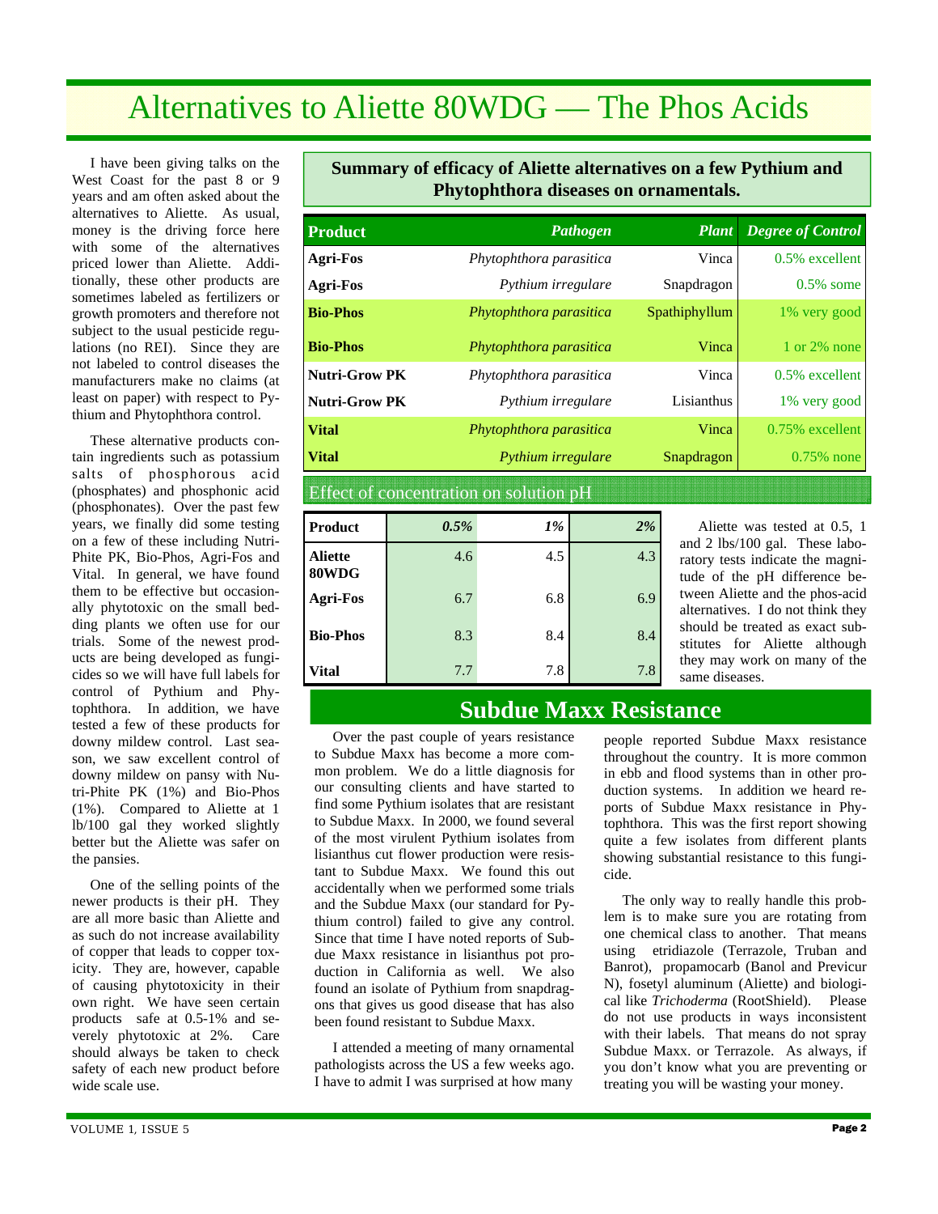# Alternatives to Aliette 80WDG — The Phos Acids

I have been giving talks on the West Coast for the past 8 or 9 years and am often asked about the alternatives to Aliette. As usual, money is the driving force here with some of the alternatives priced lower than Aliette. Additionally, these other products are sometimes labeled as fertilizers or growth promoters and therefore not subject to the usual pesticide regulations (no REI). Since they are not labeled to control diseases the manufacturers make no claims (at least on paper) with respect to Pythium and Phytophthora control.

These alternative products contain ingredients such as potassium salts of phosphorous acid (phosphates) and phosphonic acid (phosphonates). Over the past few years, we finally did some testing on a few of these including Nutri-Phite PK, Bio-Phos, Agri-Fos and Vital. In general, we have found them to be effective but occasionally phytotoxic on the small bedding plants we often use for our trials. Some of the newest products are being developed as fungicides so we will have full labels for control of Pythium and Phytophthora. In addition, we have tested a few of these products for downy mildew control. Last season, we saw excellent control of downy mildew on pansy with Nutri-Phite PK (1%) and Bio-Phos (1%). Compared to Aliette at 1 lb/100 gal they worked slightly better but the Aliette was safer on the pansies.

One of the selling points of the newer products is their pH. They are all more basic than Aliette and as such do not increase availability of copper that leads to copper toxicity. They are, however, capable of causing phytotoxicity in their own right. We have seen certain products safe at 0.5-1% and severely phytotoxic at 2%. Care should always be taken to check safety of each new product before wide scale use.

**Summary of efficacy of Aliette alternatives on a few Pythium and Phytophthora diseases on ornamentals.**

| Product | Pathogen | Plant | Degree of Control |
|---|---|---|---|
| **Agri-Fos** | *Phytophthora parasitica* | Vinca | 0.5% excellent |
| **Agri-Fos** | *Pythium irregulare* | Snapdragon | 0.5% some |
| **Bio-Phos** | *Phytophthora parasitica* | Spathiphyllum | 1% very good |
| **Bio-Phos** | *Phytophthora parasitica* | Vinca | 1 or 2% none |
| **Nutri-Grow PK** | *Phytophthora parasitica* | Vinca | 0.5% excellent |
| **Nutri-Grow PK** | *Pythium irregulare* | Lisianthus | 1% very good |
| **Vital** | *Phytophthora parasitica* | Vinca | 0.75% excellent |
| **Vital** | *Pythium irregulare* | Snapdragon | 0.75% none |

**Effect of concentration on solution pH**

| Product | *0.5%* | *1%* | *2%* |
|---|---|---|---|
| **Aliette 80WDG** | 4.6 | 4.5 | 4.3 |
| **Agri-Fos** | 6.7 | 6.8 | 6.9 |
| **Bio-Phos** | 8.3 | 8.4 | 8.4 |
| **Vital** | 7.7 | 7.8 | 7.8 |

Aliette was tested at 0.5, 1 and 2 lbs/100 gal. These laboratory tests indicate the magnitude of the pH difference between Aliette and the phos-acid alternatives. I do not think they should be treated as exact substitutes for Aliette although they may work on many of the same diseases.

## Subdue Maxx Resistance

Over the past couple of years resistance to Subdue Maxx has become a more common problem. We do a little diagnosis for our consulting clients and have started to find some Pythium isolates that are resistant to Subdue Maxx. In 2000, we found several of the most virulent Pythium isolates from lisianthus cut flower production were resistant to Subdue Maxx. We found this out accidentally when we performed some trials and the Subdue Maxx (our standard for Pythium control) failed to give any control. Since that time I have noted reports of Subdue Maxx resistance in lisianthus pot production in California as well. We also found an isolate of Pythium from snapdragons that gives us good disease that has also been found resistant to Subdue Maxx.

I attended a meeting of many ornamental pathologists across the US a few weeks ago. I have to admit I was surprised at how many people reported Subdue Maxx resistance throughout the country. It is more common in ebb and flood systems than in other production systems. In addition we heard reports of Subdue Maxx resistance in Phytophthora. This was the first report showing quite a few isolates from different plants showing substantial resistance to this fungicide.

The only way to really handle this problem is to make sure you are rotating from one chemical class to another. That means using etridiazole (Terrazole, Truban and Banrot), propamocarb (Banol and Previcur N), fosetyl aluminum (Aliette) and biological like *Trichoderma* (RootShield). Please do not use products in ways inconsistent with their labels. That means do not spray Subdue Maxx. or Terrazole. As always, if you don't know what you are preventing or treating you will be wasting your money.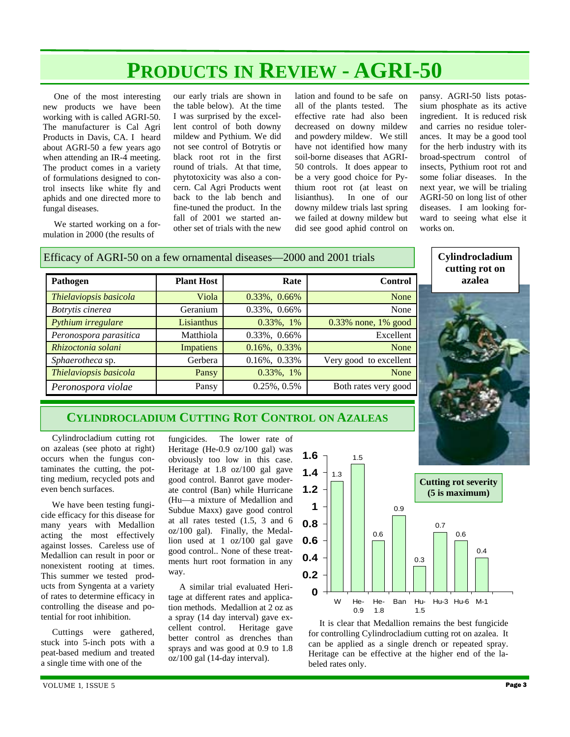# PRODUCTS IN REVIEW - AGRI-50

One of the most interesting new products we have been working with is called AGRI-50. The manufacturer is Cal Agri Products in Davis, CA. I heard about AGRI-50 a few years ago when attending an IR-4 meeting. The product comes in a variety of formulations designed to control insects like white fly and aphids and one directed more to fungal diseases.

We started working on a formulation in 2000 (the results of our early trials are shown in the table below). At the time I was surprised by the excellent control of both downy mildew and Pythium. We did not see control of Botrytis or black root rot in the first round of trials. At that time, phytotoxicity was also a concern. Cal Agri Products went back to the lab bench and fine-tuned the product. In the fall of 2001 we started another set of trials with the new lation and found to be safe on all of the plants tested. The effective rate had also been decreased on downy mildew and powdery mildew. We still have not identified how many soil-borne diseases that AGRI-50 controls. It does appear to be a very good choice for Pythium root rot (at least on lisianthus). In one of our downy mildew trials last spring we failed at downy mildew but did see good aphid control on pansy. AGRI-50 lists potassium phosphate as its active ingredient. It is reduced risk and carries no residue tolerances. It may be a good tool for the herb industry with its broad-spectrum control of insects, Pythium root rot and some foliar diseases. In the next year, we will be trialing AGRI-50 on long list of other diseases. I am looking forward to seeing what else it works on.

**Efficacy of AGRI-50 on a few ornamental diseases—2000 and 2001 trials**

| Pathogen | Plant Host | Rate | Control |
|---|---|---|---|
| *Thielaviopsis basicola* | Viola | 0.33%, 0.66% | None |
| *Botrytis cinerea* | Geranium | 0.33%, 0.66% | None |
| *Pythium irregulare* | Lisianthus | 0.33%, 1% | 0.33% none, 1% good |
| *Peronospora parasitica* | Matthiola | 0.33%, 0.66% | Excellent |
| *Rhizoctonia solani* | Impatiens | 0.16%, 0.33% | None |
| *Sphaerotheca* sp. | Gerbera | 0.16%, 0.33% | Very good to excellent |
| *Thielaviopsis basicola* | Pansy | 0.33%, 1% | None |
| *Peronospora violae* | Pansy | 0.25%, 0.5% | Both rates very good |

**Cylindrocladium cutting rot on azalea**

## CYLINDROCLADIUM CUTTING ROT CONTROL ON AZALEAS

Cylindrocladium cutting rot on azaleas (see photo at right) occurs when the fungus contaminates the cutting, the potting medium, recycled pots and even bench surfaces.

We have been testing fungicide efficacy for this disease for many years with Medallion acting the most effectively against losses. Careless use of Medallion can result in poor or nonexistent rooting at times. This summer we tested products from Syngenta at a variety of rates to determine efficacy in controlling the disease and potential for root inhibition.

Cuttings were gathered, stuck into 5-inch pots with a peat-based medium and treated a single time with one of the fungicides. The lower rate of Heritage (He-0.9 oz/100 gal) was obviously too low in this case. Heritage at 1.8 oz/100 gal gave good control. Banrot gave moderate control (Ban) while Hurricane (Hu—a mixture of Medallion and Subdue Maxx) gave good control at all rates tested (1.5, 3 and 6 oz/100 gal). Finally, the Medallion used at 1 oz/100 gal gave good control.. None of these treatments hurt root formation in any way.

A similar trial evaluated Heritage at different rates and application methods. Medallion at 2 oz as a spray (14 day interval) gave excellent control. Heritage gave better control as drenches than sprays and was good at 0.9 to 1.8 oz/100 gal (14-day interval).

**Cutting rot severity (5 is maximum)**

| Treatment | W | He-0.9 | He-1.8 | Ban | Hu-1.5 | Hu-3 | Hu-6 | M-1 |
|---|---|---|---|---|---|---|---|---|
| Severity | 1.3 | 1.5 | 0.6 | 0.9 | 0.3 | 0.7 | 0.6 | 0.4 |

It is clear that Medallion remains the best fungicide for controlling Cylindrocladium cutting rot on azalea. It can be applied as a single drench or repeated spray. Heritage can be effective at the higher end of the labeled rates only.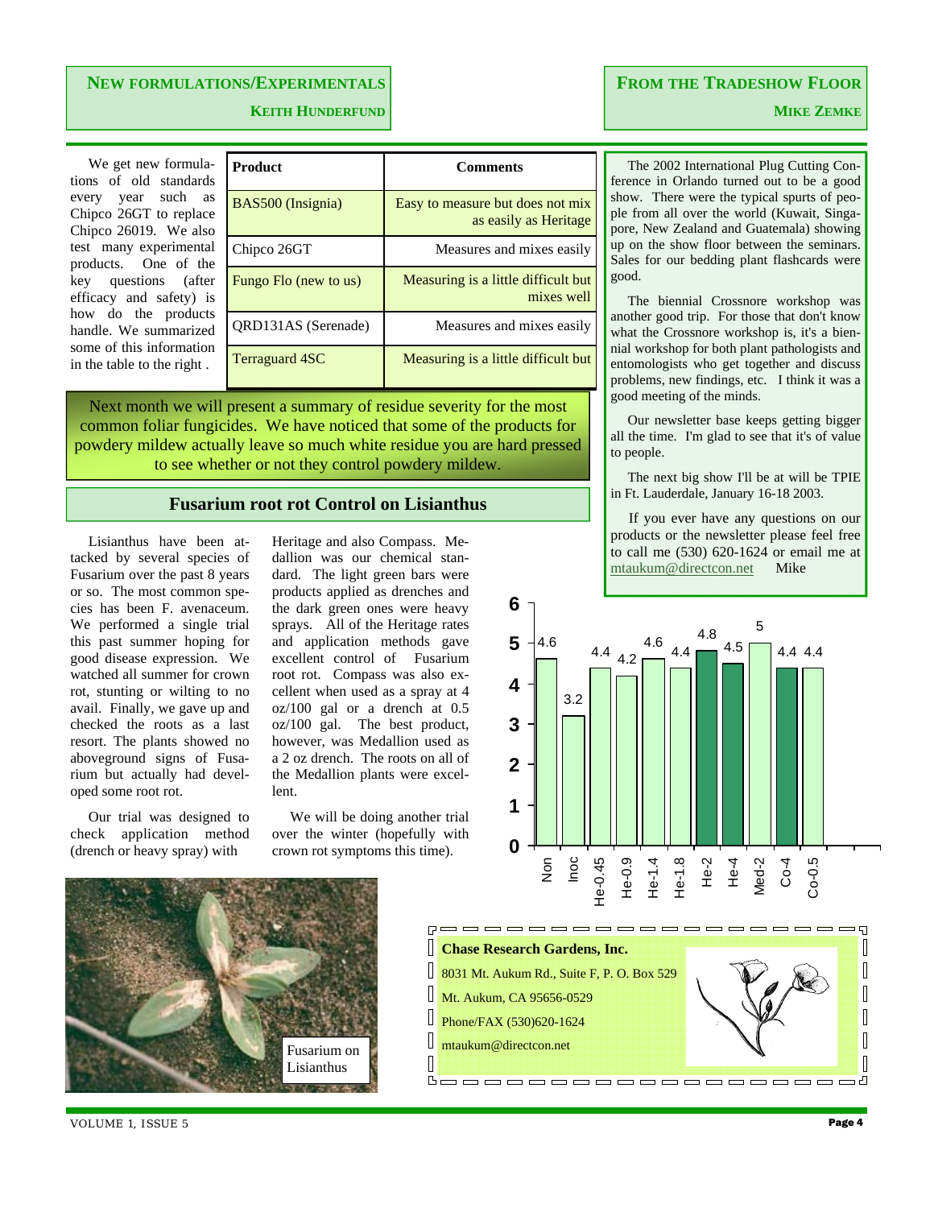## NEW FORMULATIONS/EXPERIMENTALS

**KEITH HUNDERFUND**

We get new formulations of old standards every year such as Chipco 26GT to replace Chipco 26019. We also test many experimental products. One of the key questions (after efficacy and safety) is how do the products handle. We summarized some of this information in the table to the right .

| Product | Comments |
|---|---|
| BAS500 (Insignia) | Easy to measure but does not mix as easily as Heritage |
| Chipco 26GT | Measures and mixes easily |
| Fungo Flo (new to us) | Measuring is a little difficult but mixes well |
| QRD131AS (Serenade) | Measures and mixes easily |
| Terraguard 4SC | Measuring is a little difficult but |

Next month we will present a summary of residue severity for the most common foliar fungicides. We have noticed that some of the products for powdery mildew actually leave so much white residue you are hard pressed to see whether or not they control powdery mildew.

## Fusarium root rot Control on Lisianthus

Lisianthus have been attacked by several species of Fusarium over the past 8 years or so. The most common species has been F. avenaceum. We performed a single trial this past summer hoping for good disease expression. We watched all summer for crown rot, stunting or wilting to no avail. Finally, we gave up and checked the roots as a last resort. The plants showed no aboveground signs of Fusarium but actually had developed some root rot.

Our trial was designed to check application method (drench or heavy spray) with Heritage and also Compass. Medallion was our chemical standard. The light green bars were products applied as drenches and the dark green ones were heavy sprays. All of the Heritage rates and application methods gave excellent control of Fusarium root rot. Compass was also excellent when used as a spray at 4 oz/100 gal or a drench at 0.5 oz/100 gal. The best product, however, was Medallion used as a 2 oz drench. The roots on all of the Medallion plants were excellent.

We will be doing another trial over the winter (hopefully with crown rot symptoms this time).

6
5
4
3
2
1
0

4.6 3.2 4.4 4.2 4.6 4.4 4.8 4.5 5 4.4 4.4

Non Inoc He-0.45 He-0.9 He-1.4 He-1.8 He-2 He-4 Med-2 Co-4 Co-0.5

Fusarium on Lisianthus

## FROM THE TRADESHOW FLOOR

**MIKE ZEMKE**

The 2002 International Plug Cutting Conference in Orlando turned out to be a good show. There were the typical spurts of people from all over the world (Kuwait, Singapore, New Zealand and Guatemala) showing up on the show floor between the seminars. Sales for our bedding plant flashcards were good.

The biennial Crossnore workshop was another good trip. For those that don't know what the Crossnore workshop is, it's a biennial workshop for both plant pathologists and entomologists who get together and discuss problems, new findings, etc. I think it was a good meeting of the minds.

Our newsletter base keeps getting bigger all the time. I'm glad to see that it's of value to people.

The next big show I'll be at will be TPIE in Ft. Lauderdale, January 16-18 2003.

If you ever have any questions on our products or the newsletter please feel free to call me (530) 620-1624 or email me at mtaukum@directcon.net Mike

**Chase Research Gardens, Inc.**
8031 Mt. Aukum Rd., Suite F, P. O. Box 529
Mt. Aukum, CA 95656-0529
Phone/FAX (530)620-1624
mtaukum@directcon.net